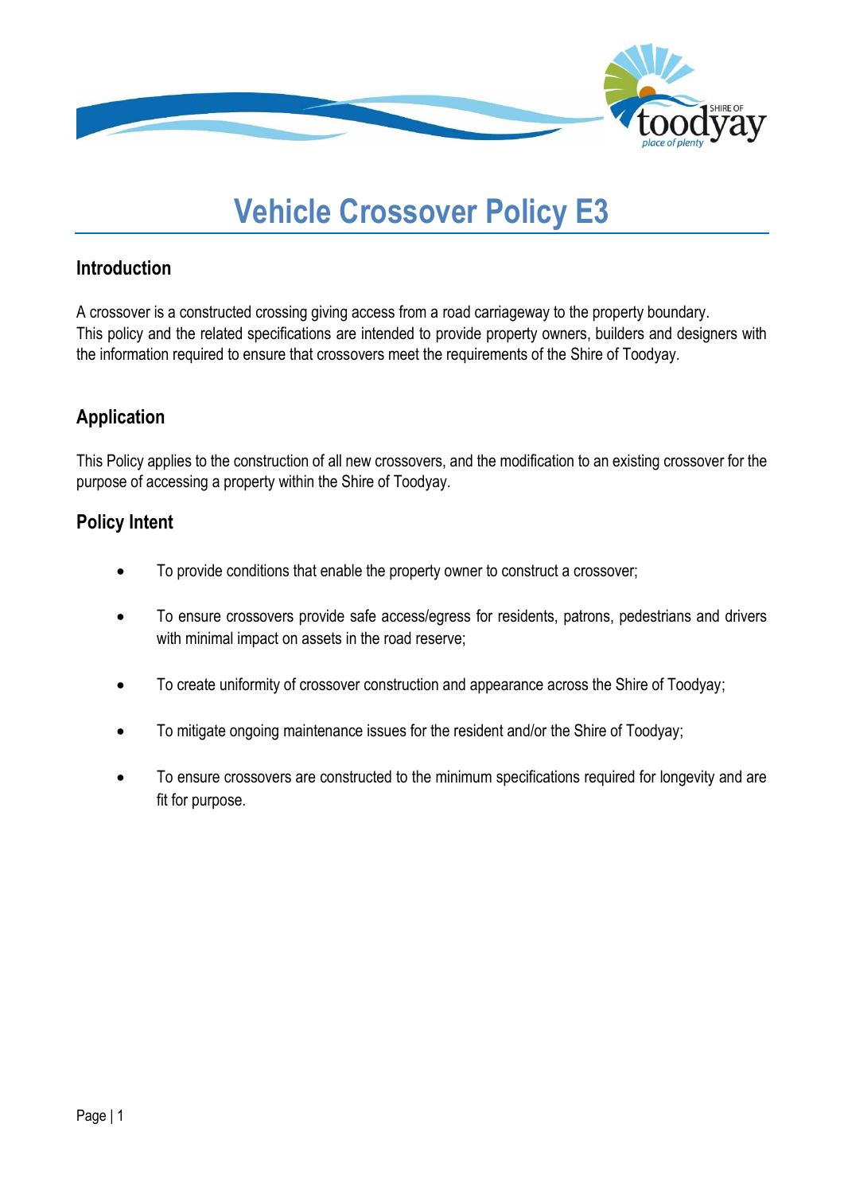# Vehicle Crossover Policy E3

## Introduction

A crossover is a constructed crossing giving access from a road carriageway to the property boundary. This policy and the related specifications are intended to provide property owners, builders and designers with the information required to ensure that crossovers meet the requirements of the Shire of Toodyay.

## Application

This Policy applies to the construction of all new crossovers, and the modification to an existing crossover for the purpose of accessing a property within the Shire of Toodyay.

## Policy Intent

- To provide conditions that enable the property owner to construct a crossover;
- To ensure crossovers provide safe access/egress for residents, patrons, pedestrians and drivers with minimal impact on assets in the road reserve;
- To create uniformity of crossover construction and appearance across the Shire of Toodyay;
- To mitigate ongoing maintenance issues for the resident and/or the Shire of Toodyay;
- To ensure crossovers are constructed to the minimum specifications required for longevity and are fit for purpose.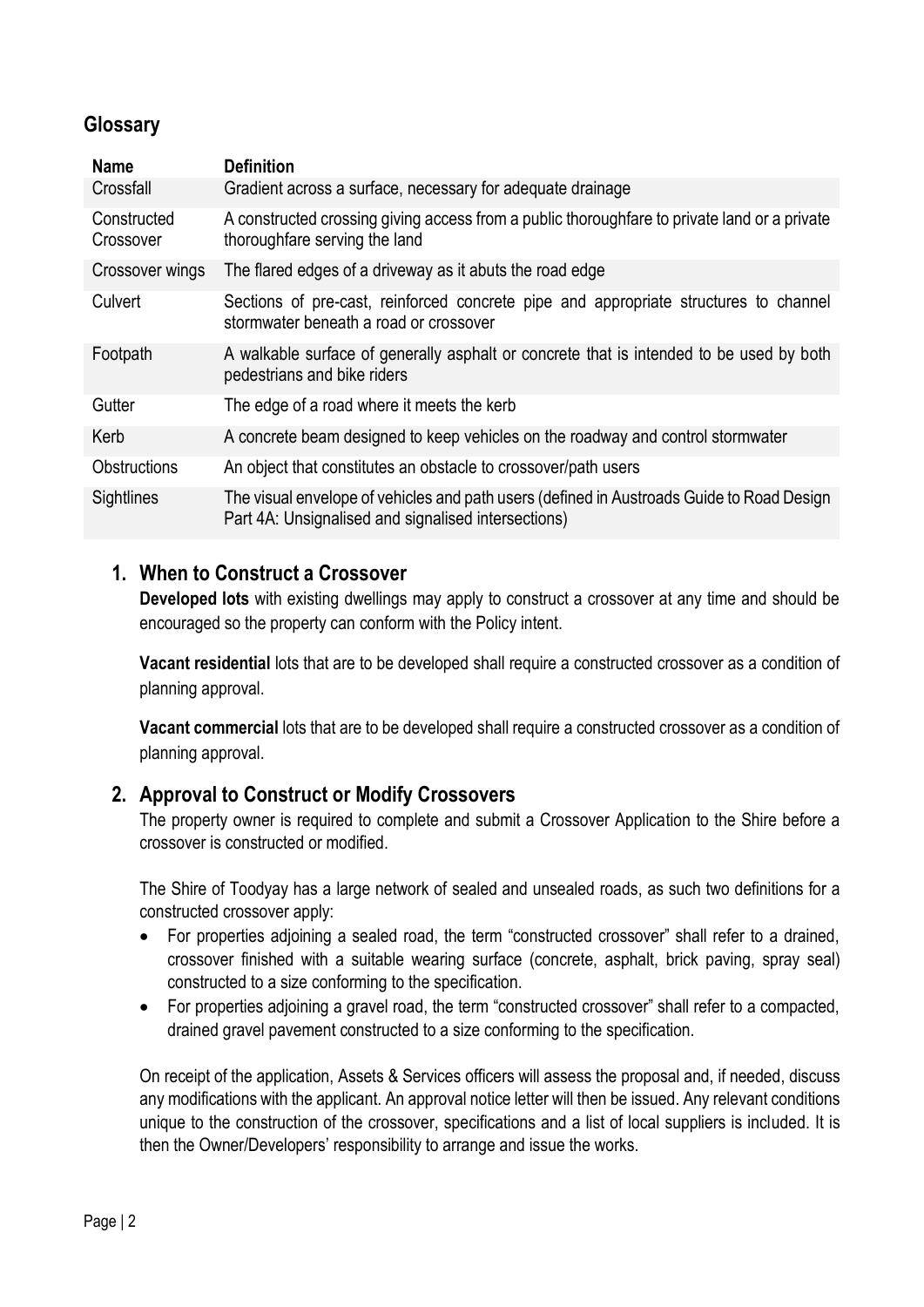## Glossary

| Name | Definition |
| --- | --- |
| Crossfall | Gradient across a surface, necessary for adequate drainage |
| Constructed Crossover | A constructed crossing giving access from a public thoroughfare to private land or a private thoroughfare serving the land |
| Crossover wings | The flared edges of a driveway as it abuts the road edge |
| Culvert | Sections of pre-cast, reinforced concrete pipe and appropriate structures to channel stormwater beneath a road or crossover |
| Footpath | A walkable surface of generally asphalt or concrete that is intended to be used by both pedestrians and bike riders |
| Gutter | The edge of a road where it meets the kerb |
| Kerb | A concrete beam designed to keep vehicles on the roadway and control stormwater |
| Obstructions | An object that constitutes an obstacle to crossover/path users |
| Sightlines | The visual envelope of vehicles and path users (defined in Austroads Guide to Road Design Part 4A: Unsignalised and signalised intersections) |

## 1. When to Construct a Crossover

**Developed lots** with existing dwellings may apply to construct a crossover at any time and should be encouraged so the property can conform with the Policy intent.

**Vacant residential** lots that are to be developed shall require a constructed crossover as a condition of planning approval.

**Vacant commercial** lots that are to be developed shall require a constructed crossover as a condition of planning approval.

## 2. Approval to Construct or Modify Crossovers

The property owner is required to complete and submit a Crossover Application to the Shire before a crossover is constructed or modified.

The Shire of Toodyay has a large network of sealed and unsealed roads, as such two definitions for a constructed crossover apply:

- For properties adjoining a sealed road, the term "constructed crossover" shall refer to a drained, crossover finished with a suitable wearing surface (concrete, asphalt, brick paving, spray seal) constructed to a size conforming to the specification.
- For properties adjoining a gravel road, the term "constructed crossover" shall refer to a compacted, drained gravel pavement constructed to a size conforming to the specification.

On receipt of the application, Assets & Services officers will assess the proposal and, if needed, discuss any modifications with the applicant. An approval notice letter will then be issued. Any relevant conditions unique to the construction of the crossover, specifications and a list of local suppliers is included. It is then the Owner/Developers' responsibility to arrange and issue the works.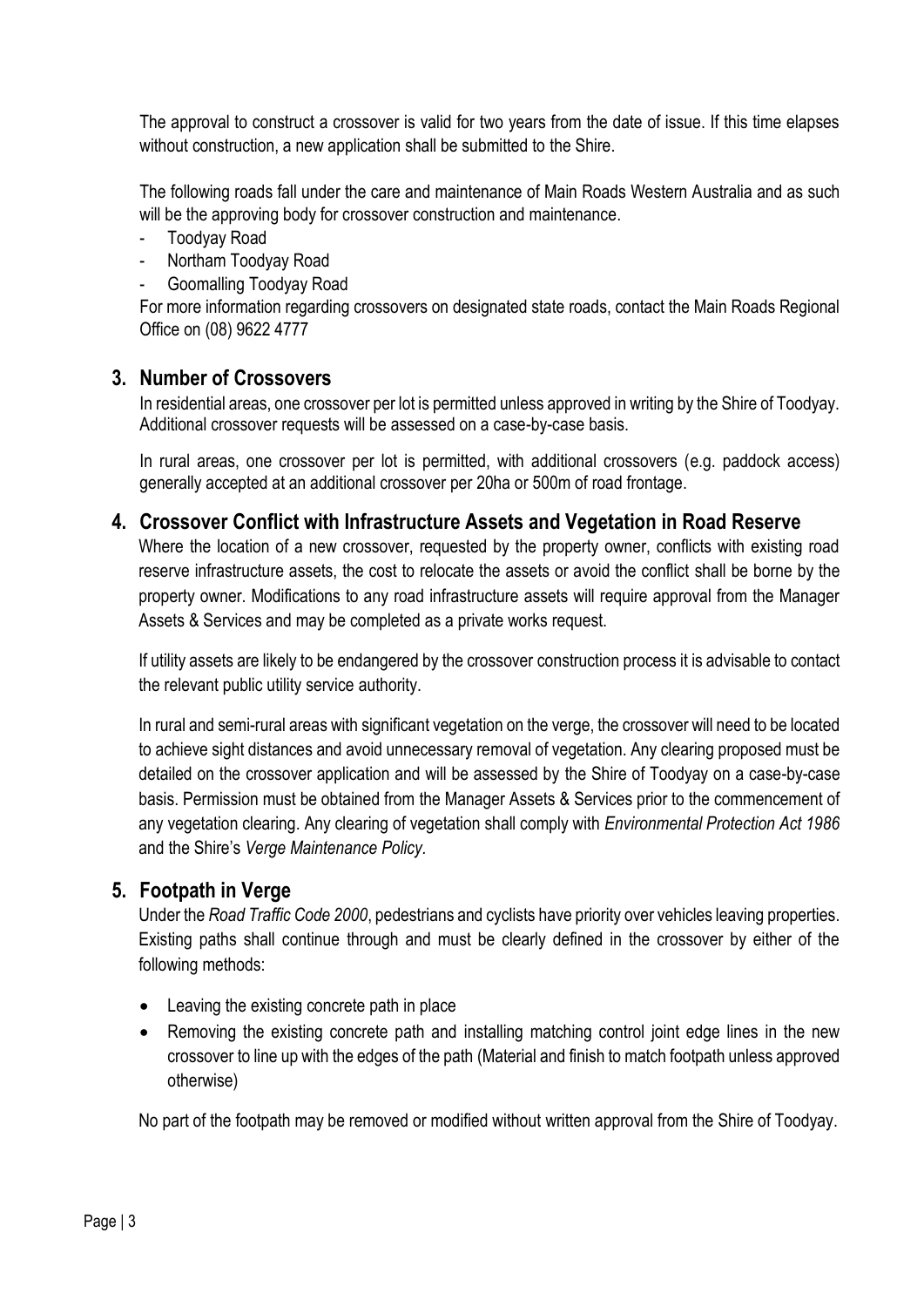The approval to construct a crossover is valid for two years from the date of issue. If this time elapses without construction, a new application shall be submitted to the Shire.

The following roads fall under the care and maintenance of Main Roads Western Australia and as such will be the approving body for crossover construction and maintenance.

- Toodyay Road
- Northam Toodyay Road
- Goomalling Toodyay Road

For more information regarding crossovers on designated state roads, contact the Main Roads Regional Office on (08) 9622 4777

## 3. Number of Crossovers

In residential areas, one crossover per lot is permitted unless approved in writing by the Shire of Toodyay. Additional crossover requests will be assessed on a case-by-case basis.

In rural areas, one crossover per lot is permitted, with additional crossovers (e.g. paddock access) generally accepted at an additional crossover per 20ha or 500m of road frontage.

## 4. Crossover Conflict with Infrastructure Assets and Vegetation in Road Reserve

Where the location of a new crossover, requested by the property owner, conflicts with existing road reserve infrastructure assets, the cost to relocate the assets or avoid the conflict shall be borne by the property owner. Modifications to any road infrastructure assets will require approval from the Manager Assets & Services and may be completed as a private works request.

If utility assets are likely to be endangered by the crossover construction process it is advisable to contact the relevant public utility service authority.

In rural and semi-rural areas with significant vegetation on the verge, the crossover will need to be located to achieve sight distances and avoid unnecessary removal of vegetation. Any clearing proposed must be detailed on the crossover application and will be assessed by the Shire of Toodyay on a case-by-case basis. Permission must be obtained from the Manager Assets & Services prior to the commencement of any vegetation clearing. Any clearing of vegetation shall comply with *Environmental Protection Act 1986* and the Shire's *Verge Maintenance Policy*.

## 5. Footpath in Verge

Under the *Road Traffic Code 2000*, pedestrians and cyclists have priority over vehicles leaving properties. Existing paths shall continue through and must be clearly defined in the crossover by either of the following methods:

- Leaving the existing concrete path in place
- Removing the existing concrete path and installing matching control joint edge lines in the new crossover to line up with the edges of the path (Material and finish to match footpath unless approved otherwise)

No part of the footpath may be removed or modified without written approval from the Shire of Toodyay.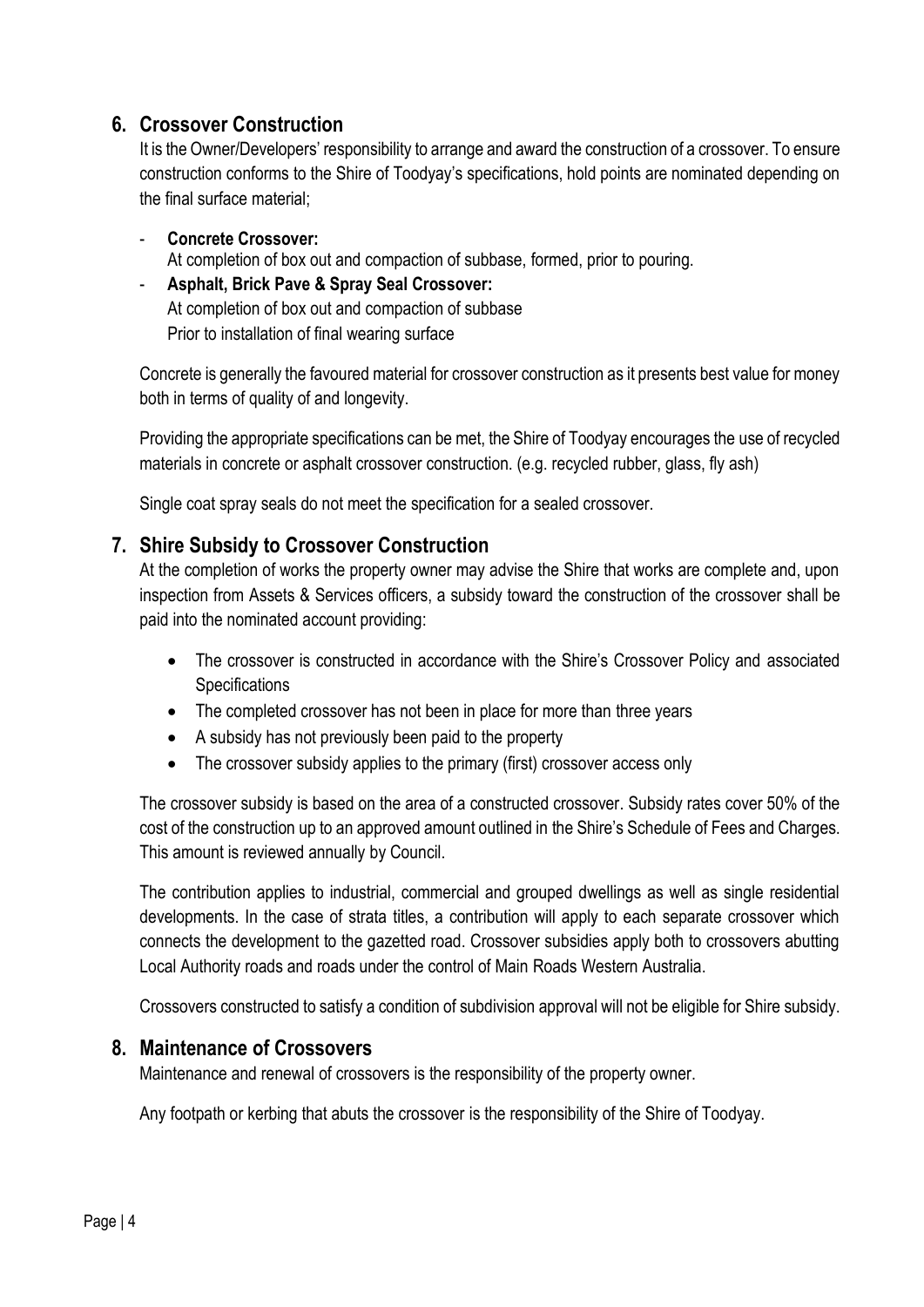## 6. Crossover Construction

It is the Owner/Developers' responsibility to arrange and award the construction of a crossover. To ensure construction conforms to the Shire of Toodyay's specifications, hold points are nominated depending on the final surface material;

- **Concrete Crossover:**
  At completion of box out and compaction of subbase, formed, prior to pouring.
- **Asphalt, Brick Pave & Spray Seal Crossover:**
  At completion of box out and compaction of subbase
  Prior to installation of final wearing surface

Concrete is generally the favoured material for crossover construction as it presents best value for money both in terms of quality of and longevity.

Providing the appropriate specifications can be met, the Shire of Toodyay encourages the use of recycled materials in concrete or asphalt crossover construction. (e.g. recycled rubber, glass, fly ash)

Single coat spray seals do not meet the specification for a sealed crossover.

## 7. Shire Subsidy to Crossover Construction

At the completion of works the property owner may advise the Shire that works are complete and, upon inspection from Assets & Services officers, a subsidy toward the construction of the crossover shall be paid into the nominated account providing:

- The crossover is constructed in accordance with the Shire's Crossover Policy and associated Specifications
- The completed crossover has not been in place for more than three years
- A subsidy has not previously been paid to the property
- The crossover subsidy applies to the primary (first) crossover access only

The crossover subsidy is based on the area of a constructed crossover. Subsidy rates cover 50% of the cost of the construction up to an approved amount outlined in the Shire's Schedule of Fees and Charges. This amount is reviewed annually by Council.

The contribution applies to industrial, commercial and grouped dwellings as well as single residential developments. In the case of strata titles, a contribution will apply to each separate crossover which connects the development to the gazetted road. Crossover subsidies apply both to crossovers abutting Local Authority roads and roads under the control of Main Roads Western Australia.

Crossovers constructed to satisfy a condition of subdivision approval will not be eligible for Shire subsidy.

## 8. Maintenance of Crossovers

Maintenance and renewal of crossovers is the responsibility of the property owner.

Any footpath or kerbing that abuts the crossover is the responsibility of the Shire of Toodyay.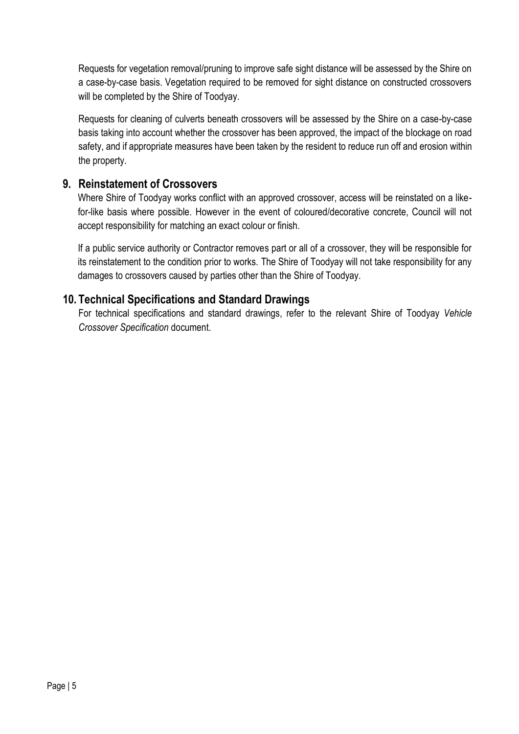Requests for vegetation removal/pruning to improve safe sight distance will be assessed by the Shire on a case-by-case basis. Vegetation required to be removed for sight distance on constructed crossovers will be completed by the Shire of Toodyay.

Requests for cleaning of culverts beneath crossovers will be assessed by the Shire on a case-by-case basis taking into account whether the crossover has been approved, the impact of the blockage on road safety, and if appropriate measures have been taken by the resident to reduce run off and erosion within the property.

## 9. Reinstatement of Crossovers

Where Shire of Toodyay works conflict with an approved crossover, access will be reinstated on a like-for-like basis where possible. However in the event of coloured/decorative concrete, Council will not accept responsibility for matching an exact colour or finish.

If a public service authority or Contractor removes part or all of a crossover, they will be responsible for its reinstatement to the condition prior to works. The Shire of Toodyay will not take responsibility for any damages to crossovers caused by parties other than the Shire of Toodyay.

## 10. Technical Specifications and Standard Drawings

For technical specifications and standard drawings, refer to the relevant Shire of Toodyay *Vehicle Crossover Specification* document.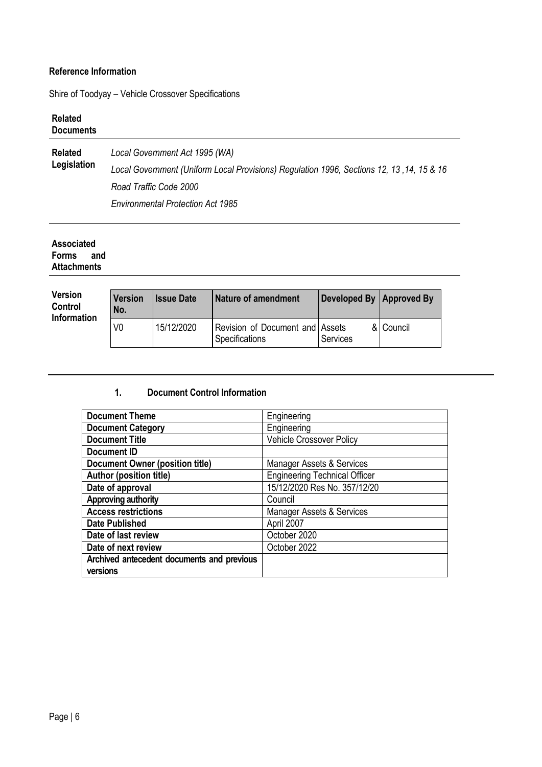**Reference Information**

Shire of Toodyay – Vehicle Crossover Specifications

| | |
|---|---|
| **Related Documents** | |
| **Related Legislation** | *Local Government Act 1995 (WA)*<br>*Local Government (Uniform Local Provisions) Regulation 1996, Sections 12, 13 ,14, 15 & 16*<br>*Road Traffic Code 2000*<br>*Environmental Protection Act 1985* |
| **Associated Forms and Attachments** | |

**Version Control Information**

| Version No. | Issue Date | Nature of amendment | Developed By | Approved By |
|---|---|---|---|---|
| V0 | 15/12/2020 | Revision of Document and Specifications | Assets & Services | Council |

## 1. Document Control Information

| | |
|---|---|
| **Document Theme** | Engineering |
| **Document Category** | Engineering |
| **Document Title** | Vehicle Crossover Policy |
| **Document ID** | |
| **Document Owner (position title)** | Manager Assets & Services |
| **Author (position title)** | Engineering Technical Officer |
| **Date of approval** | 15/12/2020 Res No. 357/12/20 |
| **Approving authority** | Council |
| **Access restrictions** | Manager Assets & Services |
| **Date Published** | April 2007 |
| **Date of last review** | October 2020 |
| **Date of next review** | October 2022 |
| **Archived antecedent documents and previous versions** | |